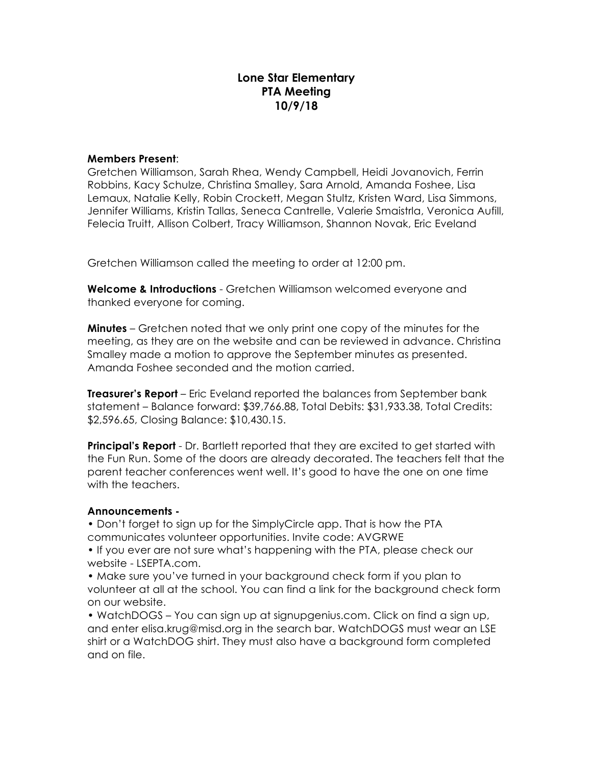# Lone Star Elementary
## PTA Meeting
## 10/9/18

**Members Present**:
Gretchen Williamson, Sarah Rhea, Wendy Campbell, Heidi Jovanovich, Ferrin Robbins, Kacy Schulze, Christina Smalley, Sara Arnold, Amanda Foshee, Lisa Lemaux, Natalie Kelly, Robin Crockett, Megan Stultz, Kristen Ward, Lisa Simmons, Jennifer Williams, Kristin Tallas, Seneca Cantrelle, Valerie Smaistrla, Veronica Aufill, Felecia Truitt, Allison Colbert, Tracy Williamson, Shannon Novak, Eric Eveland

Gretchen Williamson called the meeting to order at 12:00 pm.

**Welcome & Introductions** - Gretchen Williamson welcomed everyone and thanked everyone for coming.

**Minutes** – Gretchen noted that we only print one copy of the minutes for the meeting, as they are on the website and can be reviewed in advance. Christina Smalley made a motion to approve the September minutes as presented. Amanda Foshee seconded and the motion carried.

**Treasurer's Report** – Eric Eveland reported the balances from September bank statement – Balance forward: $39,766.88, Total Debits: $31,933.38, Total Credits: $2,596.65, Closing Balance: $10,430.15.

**Principal's Report** - Dr. Bartlett reported that they are excited to get started with the Fun Run. Some of the doors are already decorated. The teachers felt that the parent teacher conferences went well. It's good to have the one on one time with the teachers.

**Announcements -**

- Don't forget to sign up for the SimplyCircle app. That is how the PTA communicates volunteer opportunities. Invite code: AVGRWE
- If you ever are not sure what's happening with the PTA, please check our website - LSEPTA.com.
- Make sure you've turned in your background check form if you plan to volunteer at all at the school. You can find a link for the background check form on our website.
- WatchDOGS – You can sign up at signupgenius.com. Click on find a sign up, and enter elisa.krug@misd.org in the search bar. WatchDOGS must wear an LSE shirt or a WatchDOG shirt. They must also have a background form completed and on file.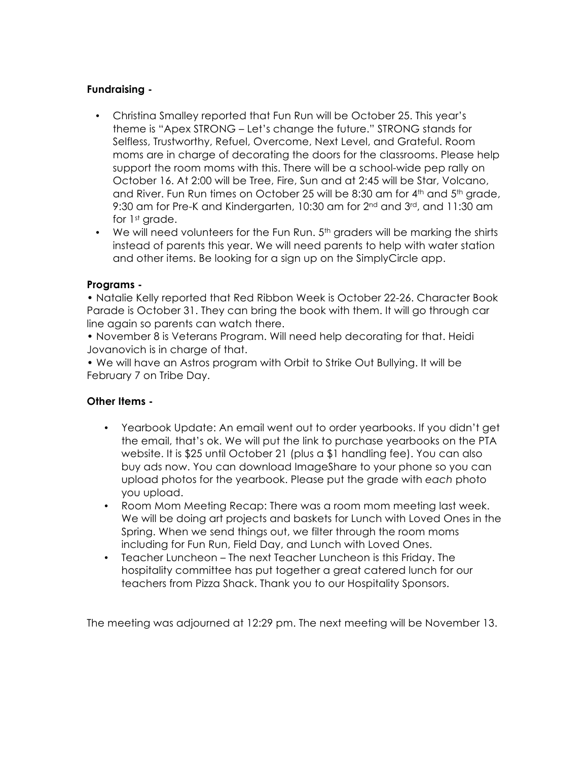**Fundraising -**

- Christina Smalley reported that Fun Run will be October 25. This year's theme is "Apex STRONG – Let's change the future." STRONG stands for Selfless, Trustworthy, Refuel, Overcome, Next Level, and Grateful. Room moms are in charge of decorating the doors for the classrooms. Please help support the room moms with this. There will be a school-wide pep rally on October 16. At 2:00 will be Tree, Fire, Sun and at 2:45 will be Star, Volcano, and River. Fun Run times on October 25 will be 8:30 am for 4th and 5th grade, 9:30 am for Pre-K and Kindergarten, 10:30 am for 2nd and 3rd, and 11:30 am for 1st grade.
- We will need volunteers for the Fun Run. 5th graders will be marking the shirts instead of parents this year. We will need parents to help with water station and other items. Be looking for a sign up on the SimplyCircle app.

**Programs -**

• Natalie Kelly reported that Red Ribbon Week is October 22-26. Character Book Parade is October 31. They can bring the book with them. It will go through car line again so parents can watch there.

• November 8 is Veterans Program. Will need help decorating for that. Heidi Jovanovich is in charge of that.

• We will have an Astros program with Orbit to Strike Out Bullying. It will be February 7 on Tribe Day.

**Other Items -**

- Yearbook Update: An email went out to order yearbooks. If you didn't get the email, that's ok. We will put the link to purchase yearbooks on the PTA website. It is $25 until October 21 (plus a $1 handling fee). You can also buy ads now. You can download ImageShare to your phone so you can upload photos for the yearbook. Please put the grade with *each* photo you upload.
- Room Mom Meeting Recap: There was a room mom meeting last week. We will be doing art projects and baskets for Lunch with Loved Ones in the Spring. When we send things out, we filter through the room moms including for Fun Run, Field Day, and Lunch with Loved Ones.
- Teacher Luncheon – The next Teacher Luncheon is this Friday. The hospitality committee has put together a great catered lunch for our teachers from Pizza Shack. Thank you to our Hospitality Sponsors.

The meeting was adjourned at 12:29 pm. The next meeting will be November 13.